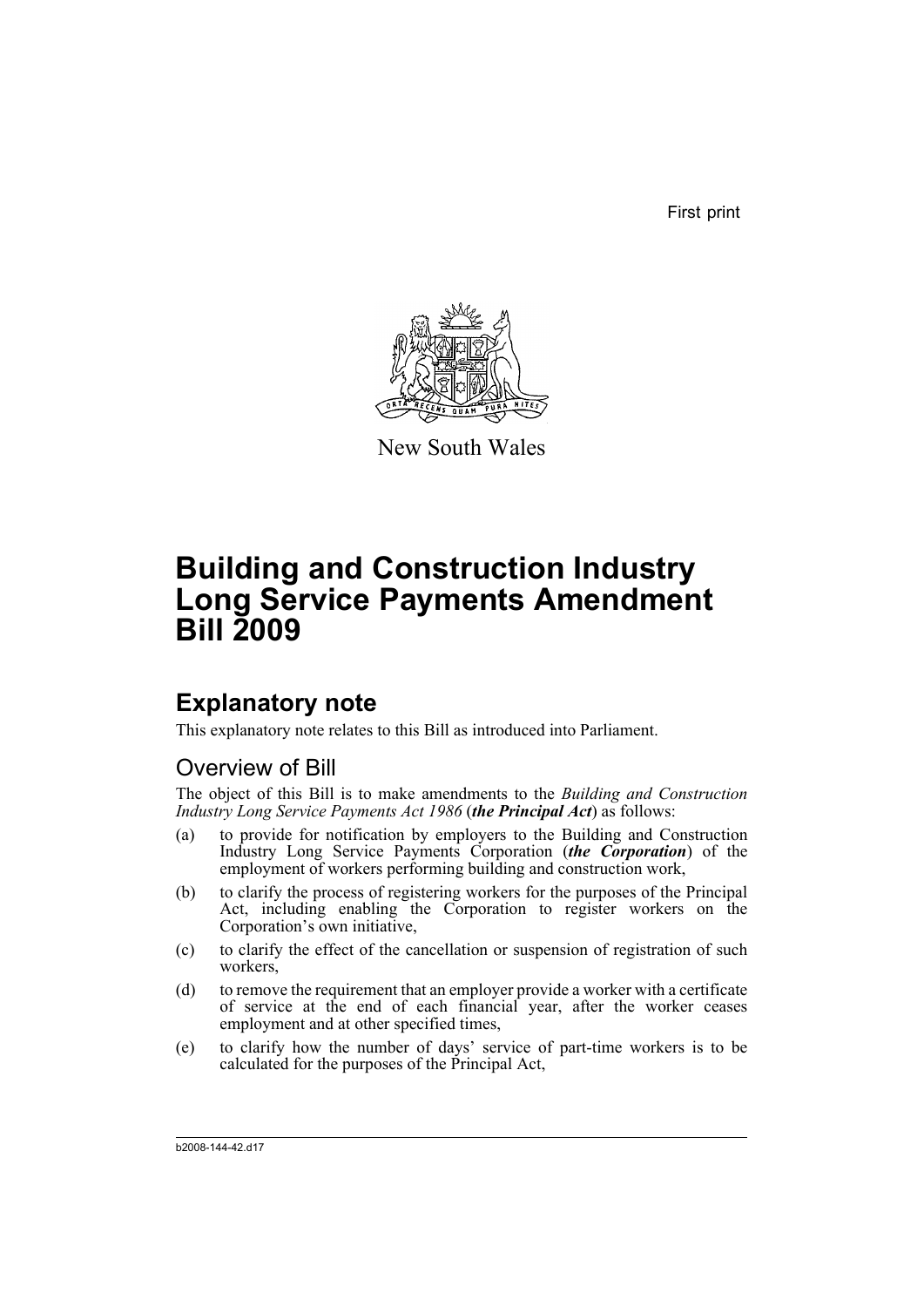First print

New South Wales

# Building and Construction Industry Long Service Payments Amendment Bill 2009

## Explanatory note

This explanatory note relates to this Bill as introduced into Parliament.

### Overview of Bill

The object of this Bill is to make amendments to the *Building and Construction Industry Long Service Payments Act 1986* (***the Principal Act***) as follows:

(a) to provide for notification by employers to the Building and Construction Industry Long Service Payments Corporation (***the Corporation***) of the employment of workers performing building and construction work,

(b) to clarify the process of registering workers for the purposes of the Principal Act, including enabling the Corporation to register workers on the Corporation's own initiative,

(c) to clarify the effect of the cancellation or suspension of registration of such workers,

(d) to remove the requirement that an employer provide a worker with a certificate of service at the end of each financial year, after the worker ceases employment and at other specified times,

(e) to clarify how the number of days' service of part-time workers is to be calculated for the purposes of the Principal Act,

b2008-144-42.d17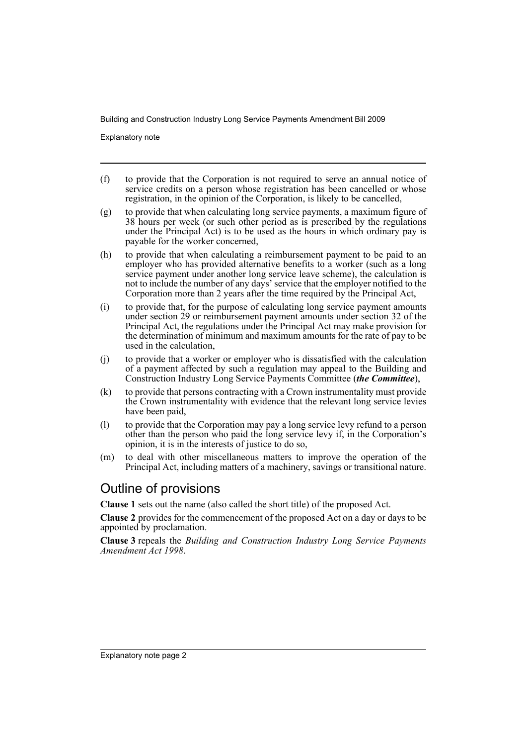(f) to provide that the Corporation is not required to serve an annual notice of service credits on a person whose registration has been cancelled or whose registration, in the opinion of the Corporation, is likely to be cancelled,

(g) to provide that when calculating long service payments, a maximum figure of 38 hours per week (or such other period as is prescribed by the regulations under the Principal Act) is to be used as the hours in which ordinary pay is payable for the worker concerned,

(h) to provide that when calculating a reimbursement payment to be paid to an employer who has provided alternative benefits to a worker (such as a long service payment under another long service leave scheme), the calculation is not to include the number of any days' service that the employer notified to the Corporation more than 2 years after the time required by the Principal Act,

(i) to provide that, for the purpose of calculating long service payment amounts under section 29 or reimbursement payment amounts under section 32 of the Principal Act, the regulations under the Principal Act may make provision for the determination of minimum and maximum amounts for the rate of pay to be used in the calculation,

(j) to provide that a worker or employer who is dissatisfied with the calculation of a payment affected by such a regulation may appeal to the Building and Construction Industry Long Service Payments Committee (***the Committee***),

(k) to provide that persons contracting with a Crown instrumentality must provide the Crown instrumentality with evidence that the relevant long service levies have been paid,

(l) to provide that the Corporation may pay a long service levy refund to a person other than the person who paid the long service levy if, in the Corporation's opinion, it is in the interests of justice to do so,

(m) to deal with other miscellaneous matters to improve the operation of the Principal Act, including matters of a machinery, savings or transitional nature.

## Outline of provisions

**Clause 1** sets out the name (also called the short title) of the proposed Act.

**Clause 2** provides for the commencement of the proposed Act on a day or days to be appointed by proclamation.

**Clause 3** repeals the *Building and Construction Industry Long Service Payments Amendment Act 1998*.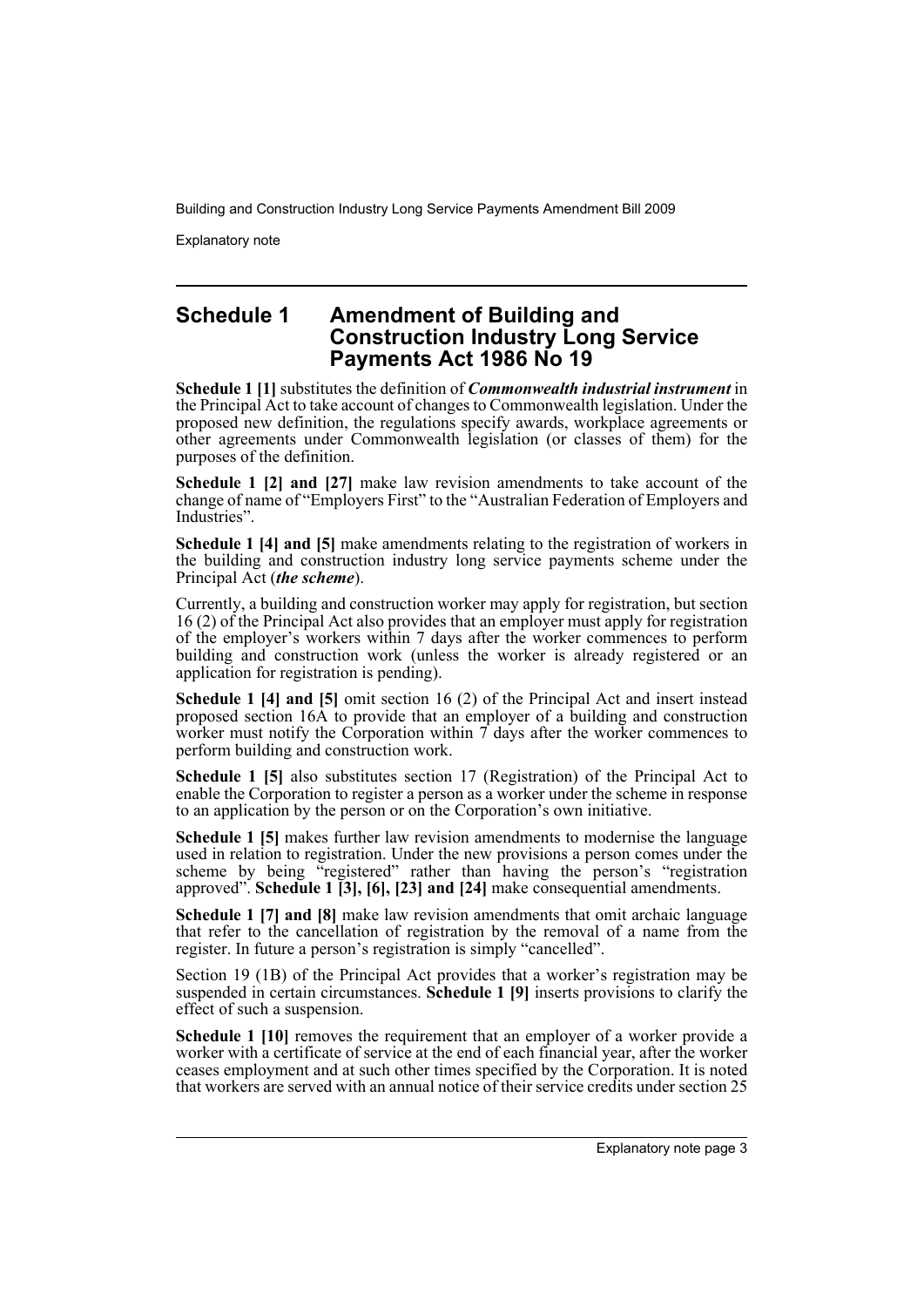## Schedule 1 Amendment of Building and Construction Industry Long Service Payments Act 1986 No 19

**Schedule 1 [1]** substitutes the definition of ***Commonwealth industrial instrument*** in the Principal Act to take account of changes to Commonwealth legislation. Under the proposed new definition, the regulations specify awards, workplace agreements or other agreements under Commonwealth legislation (or classes of them) for the purposes of the definition.

**Schedule 1 [2] and [27]** make law revision amendments to take account of the change of name of "Employers First" to the "Australian Federation of Employers and Industries".

**Schedule 1 [4] and [5]** make amendments relating to the registration of workers in the building and construction industry long service payments scheme under the Principal Act (***the scheme***).

Currently, a building and construction worker may apply for registration, but section 16 (2) of the Principal Act also provides that an employer must apply for registration of the employer's workers within 7 days after the worker commences to perform building and construction work (unless the worker is already registered or an application for registration is pending).

**Schedule 1 [4] and [5]** omit section 16 (2) of the Principal Act and insert instead proposed section 16A to provide that an employer of a building and construction worker must notify the Corporation within 7 days after the worker commences to perform building and construction work.

**Schedule 1 [5]** also substitutes section 17 (Registration) of the Principal Act to enable the Corporation to register a person as a worker under the scheme in response to an application by the person or on the Corporation's own initiative.

**Schedule 1 [5]** makes further law revision amendments to modernise the language used in relation to registration. Under the new provisions a person comes under the scheme by being "registered" rather than having the person's "registration approved". **Schedule 1 [3], [6], [23] and [24]** make consequential amendments.

**Schedule 1 [7] and [8]** make law revision amendments that omit archaic language that refer to the cancellation of registration by the removal of a name from the register. In future a person's registration is simply "cancelled".

Section 19 (1B) of the Principal Act provides that a worker's registration may be suspended in certain circumstances. **Schedule 1 [9]** inserts provisions to clarify the effect of such a suspension.

**Schedule 1 [10]** removes the requirement that an employer of a worker provide a worker with a certificate of service at the end of each financial year, after the worker ceases employment and at such other times specified by the Corporation. It is noted that workers are served with an annual notice of their service credits under section 25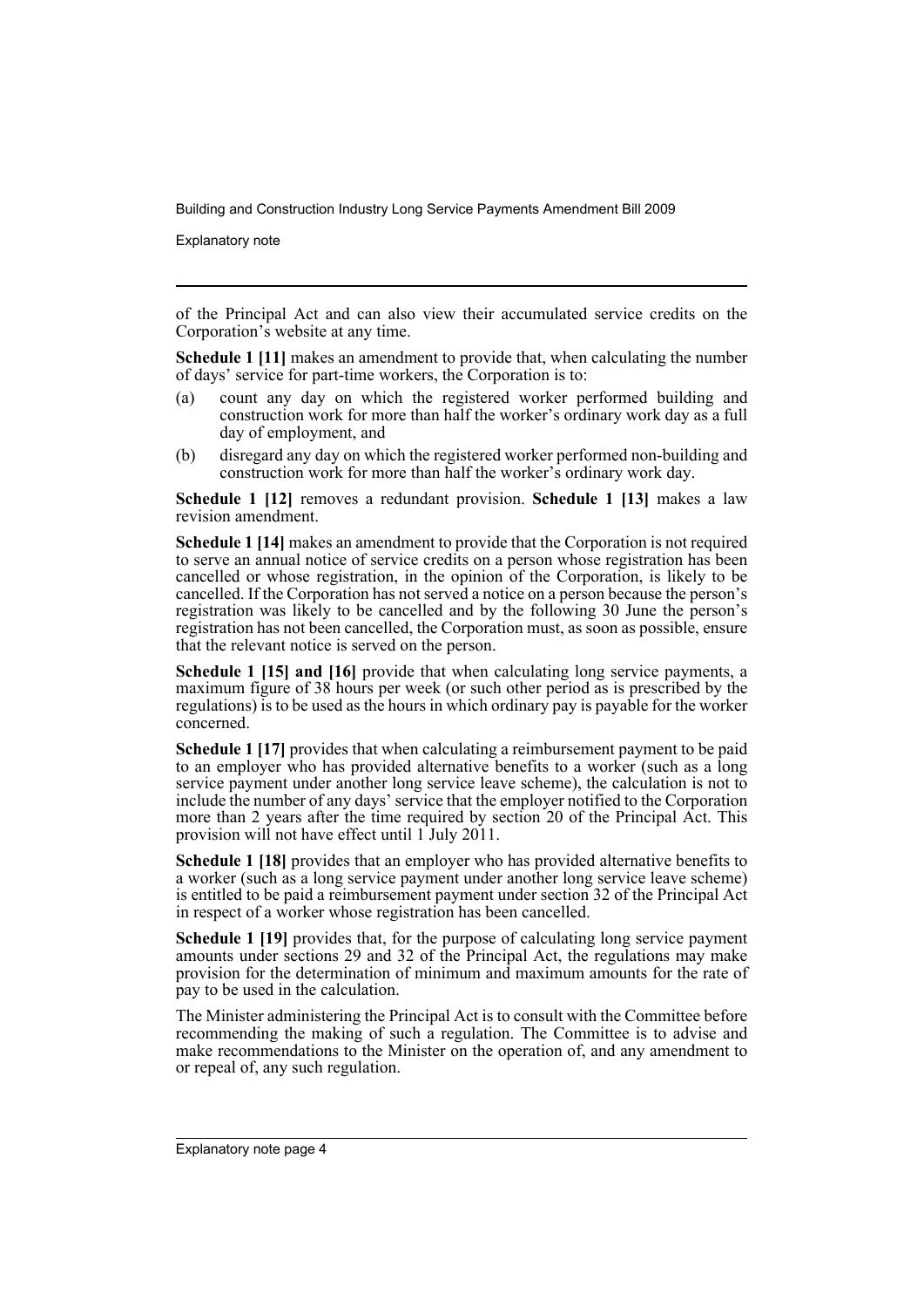of the Principal Act and can also view their accumulated service credits on the Corporation's website at any time.

**Schedule 1 [11]** makes an amendment to provide that, when calculating the number of days' service for part-time workers, the Corporation is to:

(a) count any day on which the registered worker performed building and construction work for more than half the worker's ordinary work day as a full day of employment, and

(b) disregard any day on which the registered worker performed non-building and construction work for more than half the worker's ordinary work day.

**Schedule 1 [12]** removes a redundant provision. **Schedule 1 [13]** makes a law revision amendment.

**Schedule 1 [14]** makes an amendment to provide that the Corporation is not required to serve an annual notice of service credits on a person whose registration has been cancelled or whose registration, in the opinion of the Corporation, is likely to be cancelled. If the Corporation has not served a notice on a person because the person's registration was likely to be cancelled and by the following 30 June the person's registration has not been cancelled, the Corporation must, as soon as possible, ensure that the relevant notice is served on the person.

**Schedule 1 [15] and [16]** provide that when calculating long service payments, a maximum figure of 38 hours per week (or such other period as is prescribed by the regulations) is to be used as the hours in which ordinary pay is payable for the worker concerned.

**Schedule 1 [17]** provides that when calculating a reimbursement payment to be paid to an employer who has provided alternative benefits to a worker (such as a long service payment under another long service leave scheme), the calculation is not to include the number of any days' service that the employer notified to the Corporation more than 2 years after the time required by section 20 of the Principal Act. This provision will not have effect until 1 July 2011.

**Schedule 1 [18]** provides that an employer who has provided alternative benefits to a worker (such as a long service payment under another long service leave scheme) is entitled to be paid a reimbursement payment under section 32 of the Principal Act in respect of a worker whose registration has been cancelled.

**Schedule 1 [19]** provides that, for the purpose of calculating long service payment amounts under sections 29 and 32 of the Principal Act, the regulations may make provision for the determination of minimum and maximum amounts for the rate of pay to be used in the calculation.

The Minister administering the Principal Act is to consult with the Committee before recommending the making of such a regulation. The Committee is to advise and make recommendations to the Minister on the operation of, and any amendment to or repeal of, any such regulation.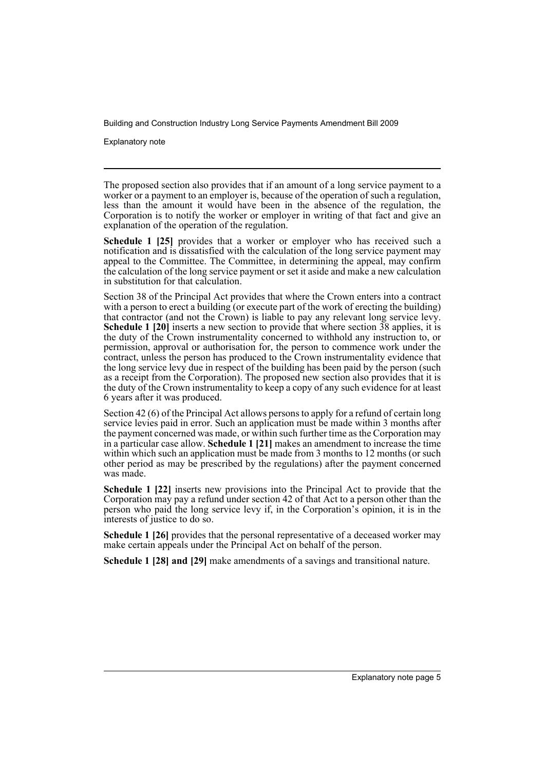The proposed section also provides that if an amount of a long service payment to a worker or a payment to an employer is, because of the operation of such a regulation, less than the amount it would have been in the absence of the regulation, the Corporation is to notify the worker or employer in writing of that fact and give an explanation of the operation of the regulation.

**Schedule 1 [25]** provides that a worker or employer who has received such a notification and is dissatisfied with the calculation of the long service payment may appeal to the Committee. The Committee, in determining the appeal, may confirm the calculation of the long service payment or set it aside and make a new calculation in substitution for that calculation.

Section 38 of the Principal Act provides that where the Crown enters into a contract with a person to erect a building (or execute part of the work of erecting the building) that contractor (and not the Crown) is liable to pay any relevant long service levy. **Schedule 1 [20]** inserts a new section to provide that where section 38 applies, it is the duty of the Crown instrumentality concerned to withhold any instruction to, or permission, approval or authorisation for, the person to commence work under the contract, unless the person has produced to the Crown instrumentality evidence that the long service levy due in respect of the building has been paid by the person (such as a receipt from the Corporation). The proposed new section also provides that it is the duty of the Crown instrumentality to keep a copy of any such evidence for at least 6 years after it was produced.

Section 42 (6) of the Principal Act allows persons to apply for a refund of certain long service levies paid in error. Such an application must be made within 3 months after the payment concerned was made, or within such further time as the Corporation may in a particular case allow. **Schedule 1 [21]** makes an amendment to increase the time within which such an application must be made from 3 months to 12 months (or such other period as may be prescribed by the regulations) after the payment concerned was made.

**Schedule 1 [22]** inserts new provisions into the Principal Act to provide that the Corporation may pay a refund under section 42 of that Act to a person other than the person who paid the long service levy if, in the Corporation's opinion, it is in the interests of justice to do so.

**Schedule 1 [26]** provides that the personal representative of a deceased worker may make certain appeals under the Principal Act on behalf of the person.

**Schedule 1 [28] and [29]** make amendments of a savings and transitional nature.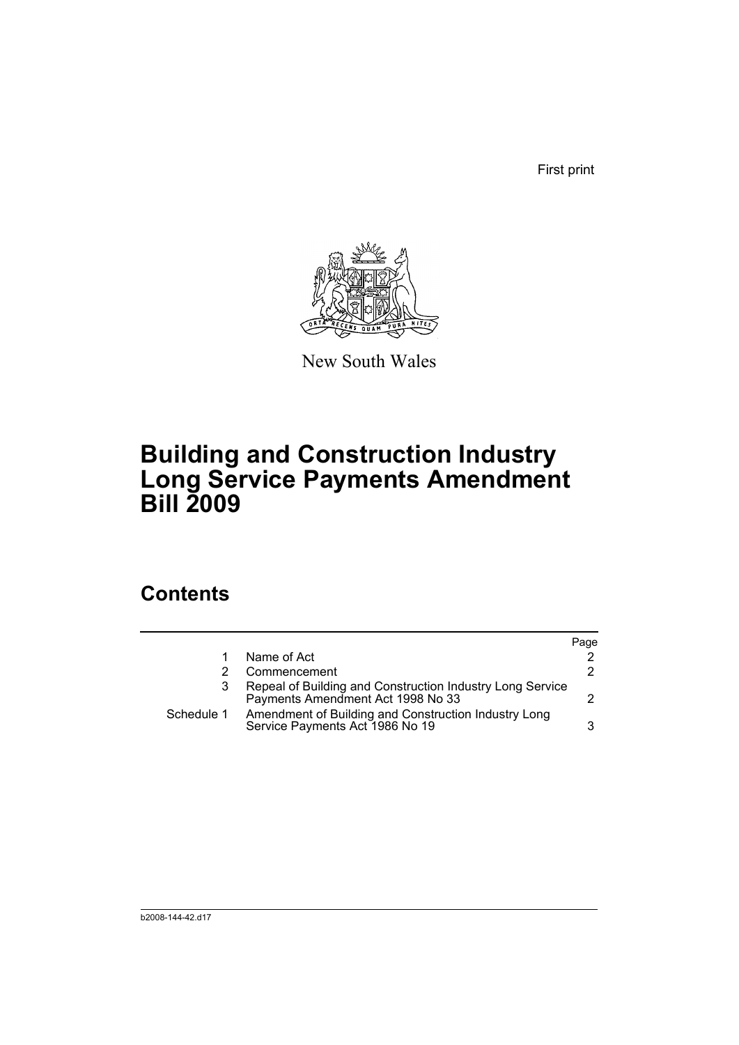First print

New South Wales

# Building and Construction Industry Long Service Payments Amendment Bill 2009

## Contents

| | | Page |
|---|---|---|
| 1 | Name of Act | 2 |
| 2 | Commencement | 2 |
| 3 | Repeal of Building and Construction Industry Long Service Payments Amendment Act 1998 No 33 | 2 |
| Schedule 1 | Amendment of Building and Construction Industry Long Service Payments Act 1986 No 19 | 3 |

b2008-144-42.d17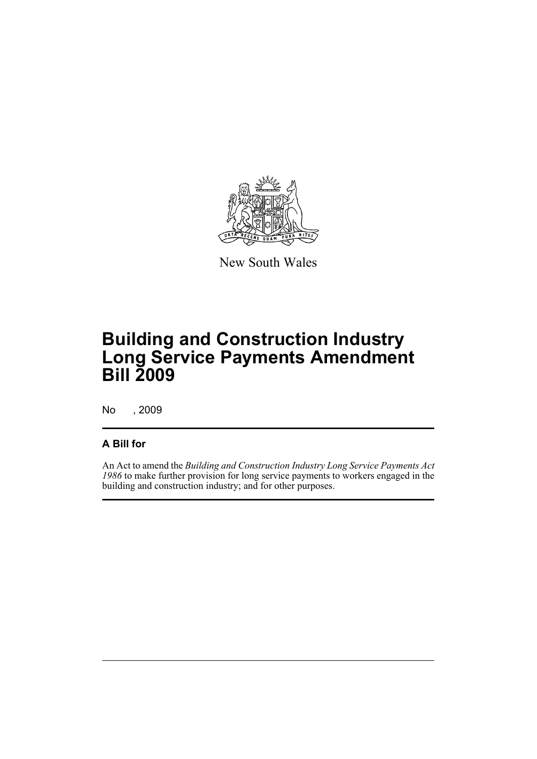New South Wales

# Building and Construction Industry Long Service Payments Amendment Bill 2009

No , 2009

## A Bill for

An Act to amend the *Building and Construction Industry Long Service Payments Act 1986* to make further provision for long service payments to workers engaged in the building and construction industry; and for other purposes.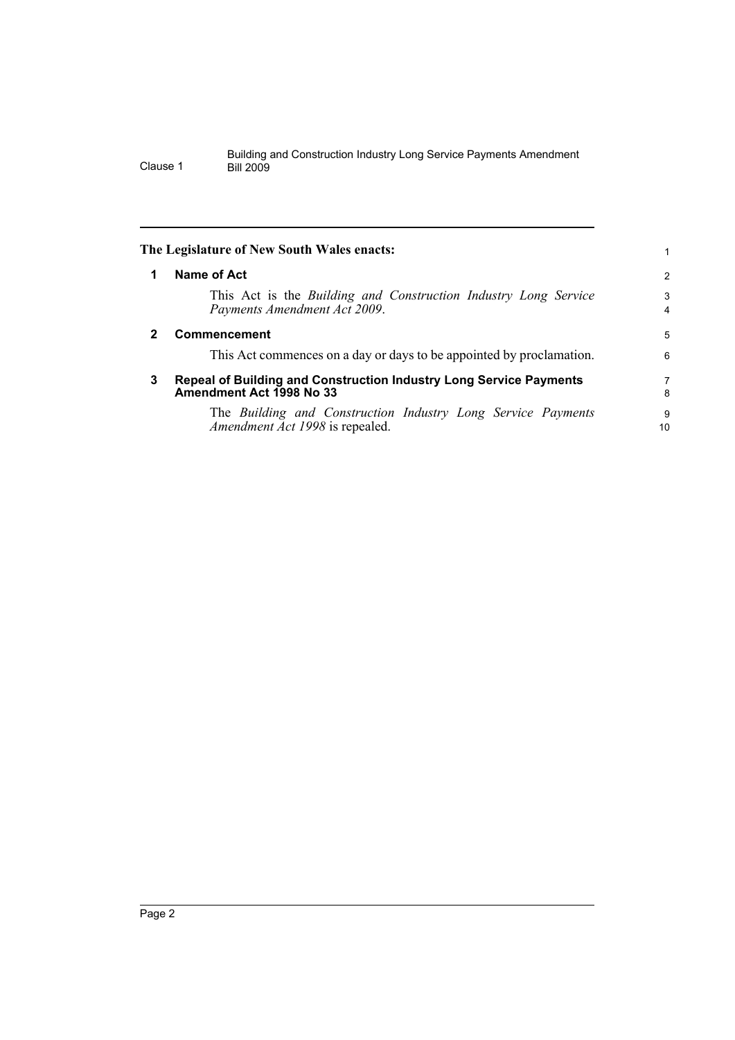**The Legislature of New South Wales enacts:**

## 1 Name of Act

This Act is the *Building and Construction Industry Long Service Payments Amendment Act 2009*.

## 2 Commencement

This Act commences on a day or days to be appointed by proclamation.

## 3 Repeal of Building and Construction Industry Long Service Payments Amendment Act 1998 No 33

The *Building and Construction Industry Long Service Payments Amendment Act 1998* is repealed.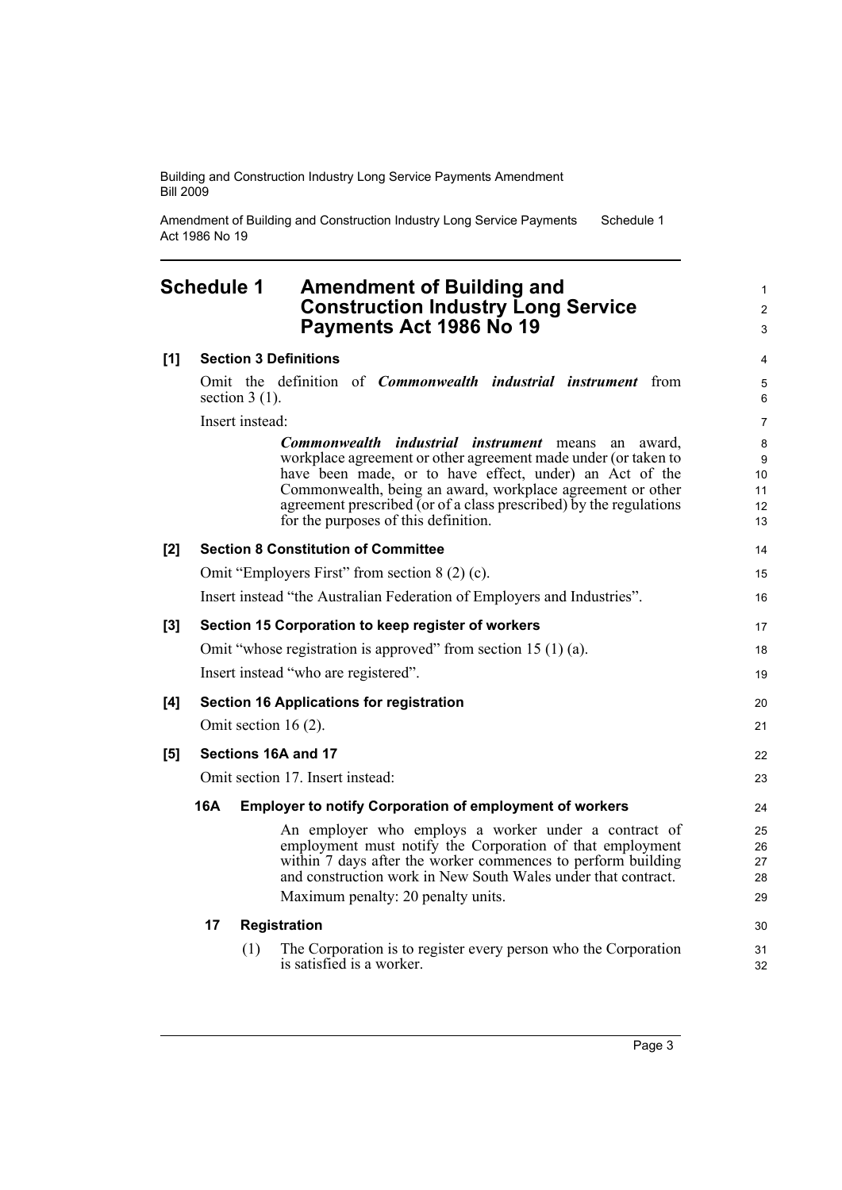## Schedule 1 Amendment of Building and Construction Industry Long Service Payments Act 1986 No 19

**[1] Section 3 Definitions**

Omit the definition of ***Commonwealth industrial instrument*** from section 3 (1).

Insert instead:

> ***Commonwealth industrial instrument*** means an award, workplace agreement or other agreement made under (or taken to have been made, or to have effect, under) an Act of the Commonwealth, being an award, workplace agreement or other agreement prescribed (or of a class prescribed) by the regulations for the purposes of this definition.

**[2] Section 8 Constitution of Committee**

Omit "Employers First" from section 8 (2) (c).

Insert instead "the Australian Federation of Employers and Industries".

**[3] Section 15 Corporation to keep register of workers**

Omit "whose registration is approved" from section 15 (1) (a).

Insert instead "who are registered".

**[4] Section 16 Applications for registration**

Omit section 16 (2).

**[5] Sections 16A and 17**

Omit section 17. Insert instead:

**16A Employer to notify Corporation of employment of workers**

An employer who employs a worker under a contract of employment must notify the Corporation of that employment within 7 days after the worker commences to perform building and construction work in New South Wales under that contract.

Maximum penalty: 20 penalty units.

**17 Registration**

(1) The Corporation is to register every person who the Corporation is satisfied is a worker.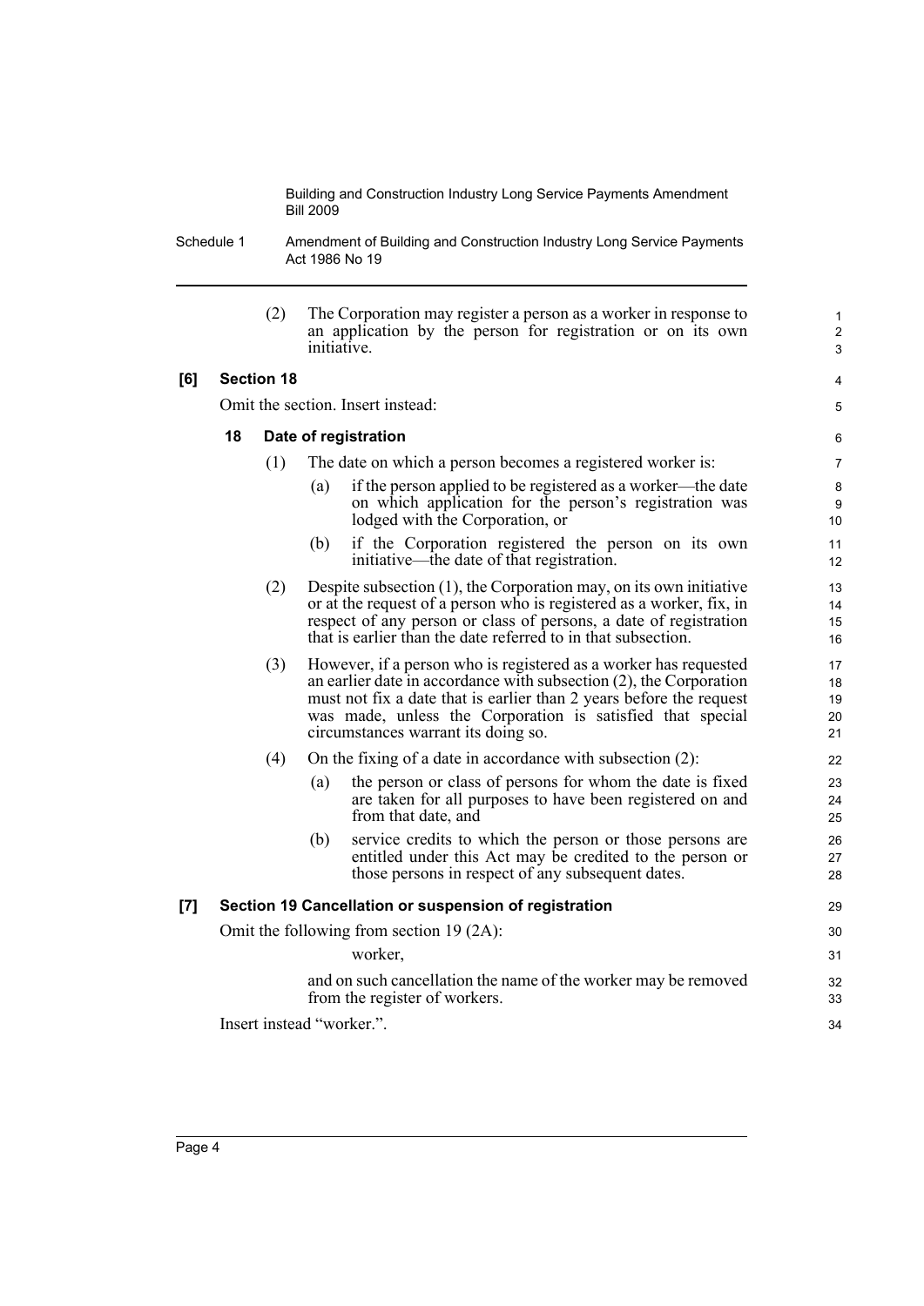(2) The Corporation may register a person as a worker in response to an application by the person for registration or on its own initiative.

**[6] Section 18**

Omit the section. Insert instead:

### 18 Date of registration

(1) The date on which a person becomes a registered worker is:

(a) if the person applied to be registered as a worker—the date on which application for the person's registration was lodged with the Corporation, or

(b) if the Corporation registered the person on its own initiative—the date of that registration.

(2) Despite subsection (1), the Corporation may, on its own initiative or at the request of a person who is registered as a worker, fix, in respect of any person or class of persons, a date of registration that is earlier than the date referred to in that subsection.

(3) However, if a person who is registered as a worker has requested an earlier date in accordance with subsection (2), the Corporation must not fix a date that is earlier than 2 years before the request was made, unless the Corporation is satisfied that special circumstances warrant its doing so.

(4) On the fixing of a date in accordance with subsection (2):

(a) the person or class of persons for whom the date is fixed are taken for all purposes to have been registered on and from that date, and

(b) service credits to which the person or those persons are entitled under this Act may be credited to the person or those persons in respect of any subsequent dates.

**[7] Section 19 Cancellation or suspension of registration**

Omit the following from section 19 (2A):

worker,

and on such cancellation the name of the worker may be removed from the register of workers.

Insert instead "worker.".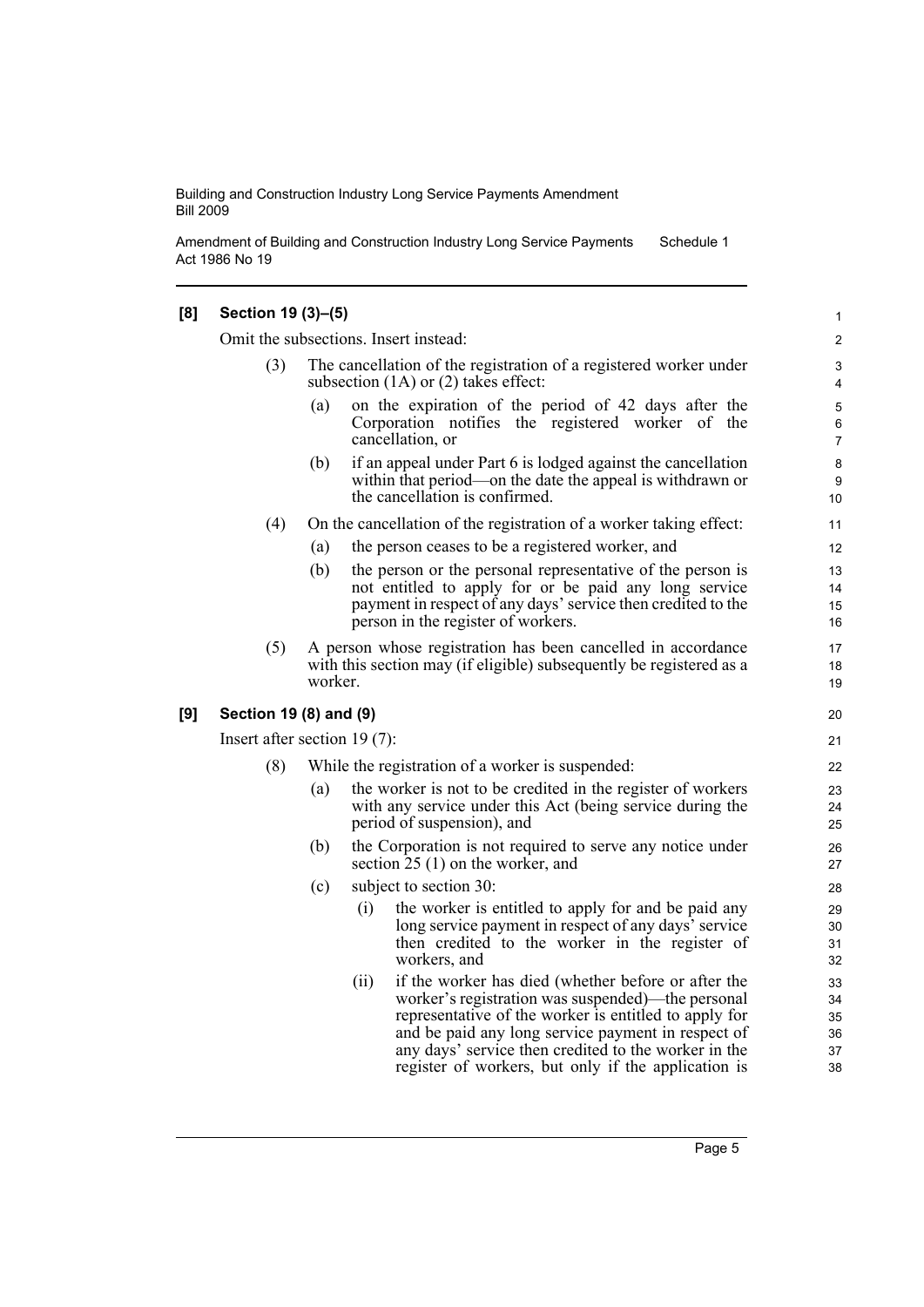**[8] Section 19 (3)–(5)**

Omit the subsections. Insert instead:

(3) The cancellation of the registration of a registered worker under subsection (1A) or (2) takes effect:

(a) on the expiration of the period of 42 days after the Corporation notifies the registered worker of the cancellation, or

(b) if an appeal under Part 6 is lodged against the cancellation within that period—on the date the appeal is withdrawn or the cancellation is confirmed.

(4) On the cancellation of the registration of a worker taking effect:

(a) the person ceases to be a registered worker, and

(b) the person or the personal representative of the person is not entitled to apply for or be paid any long service payment in respect of any days' service then credited to the person in the register of workers.

(5) A person whose registration has been cancelled in accordance with this section may (if eligible) subsequently be registered as a worker.

**[9] Section 19 (8) and (9)**

Insert after section 19 (7):

(8) While the registration of a worker is suspended:

(a) the worker is not to be credited in the register of workers with any service under this Act (being service during the period of suspension), and

(b) the Corporation is not required to serve any notice under section 25 (1) on the worker, and

(c) subject to section 30:

(i) the worker is entitled to apply for and be paid any long service payment in respect of any days' service then credited to the worker in the register of workers, and

(ii) if the worker has died (whether before or after the worker's registration was suspended)—the personal representative of the worker is entitled to apply for and be paid any long service payment in respect of any days' service then credited to the worker in the register of workers, but only if the application is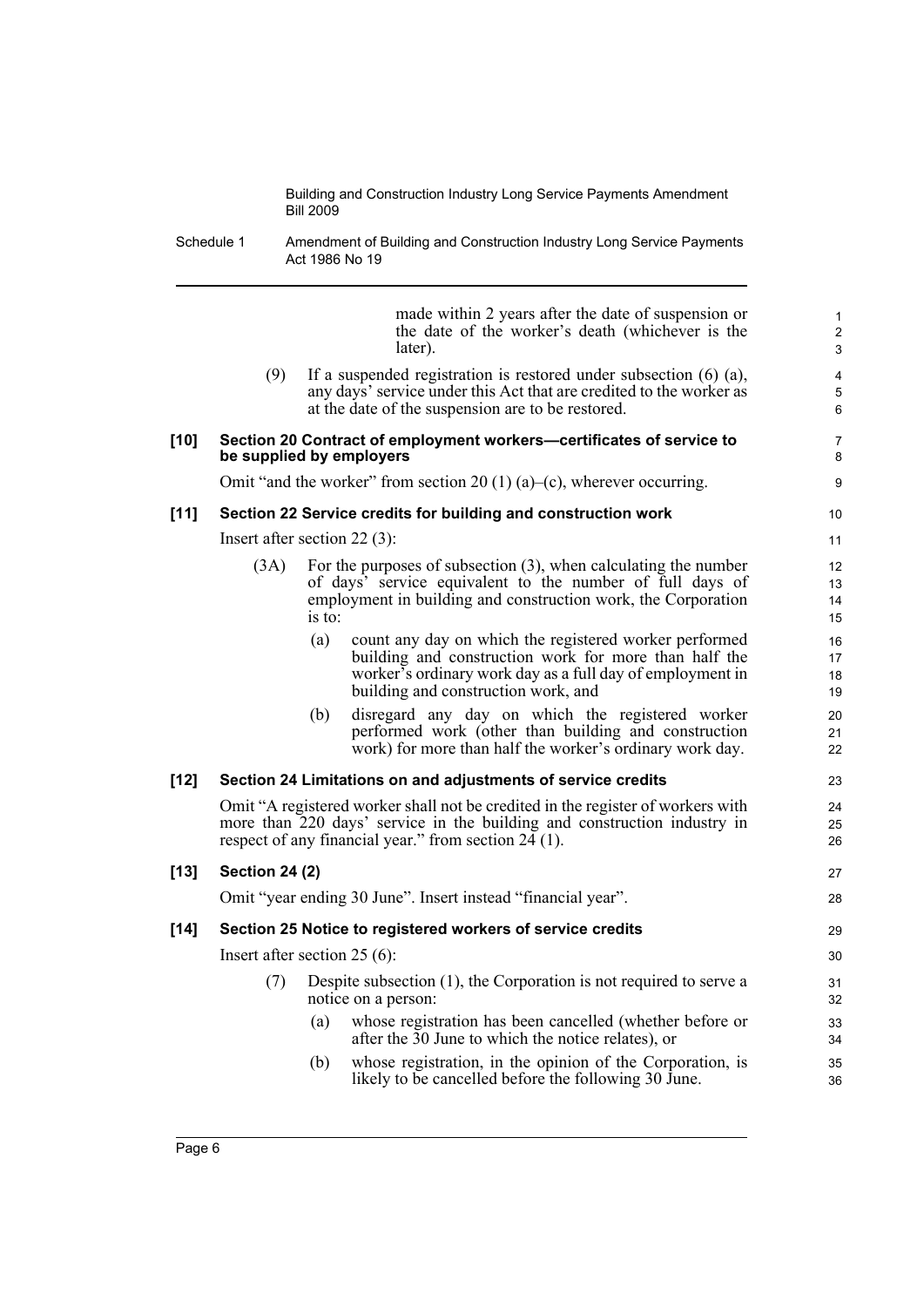made within 2 years after the date of suspension or the date of the worker's death (whichever is the later).

(9) If a suspended registration is restored under subsection (6) (a), any days' service under this Act that are credited to the worker as at the date of the suspension are to be restored.

**[10] Section 20 Contract of employment workers—certificates of service to be supplied by employers**

Omit "and the worker" from section 20 (1) (a)–(c), wherever occurring.

**[11] Section 22 Service credits for building and construction work**

Insert after section 22 (3):

(3A) For the purposes of subsection (3), when calculating the number of days' service equivalent to the number of full days of employment in building and construction work, the Corporation is to:

(a) count any day on which the registered worker performed building and construction work for more than half the worker's ordinary work day as a full day of employment in building and construction work, and

(b) disregard any day on which the registered worker performed work (other than building and construction work) for more than half the worker's ordinary work day.

**[12] Section 24 Limitations on and adjustments of service credits**

Omit "A registered worker shall not be credited in the register of workers with more than 220 days' service in the building and construction industry in respect of any financial year." from section 24 (1).

**[13] Section 24 (2)**

Omit "year ending 30 June". Insert instead "financial year".

**[14] Section 25 Notice to registered workers of service credits**

Insert after section 25 (6):

(7) Despite subsection (1), the Corporation is not required to serve a notice on a person:

(a) whose registration has been cancelled (whether before or after the 30 June to which the notice relates), or

(b) whose registration, in the opinion of the Corporation, is likely to be cancelled before the following 30 June.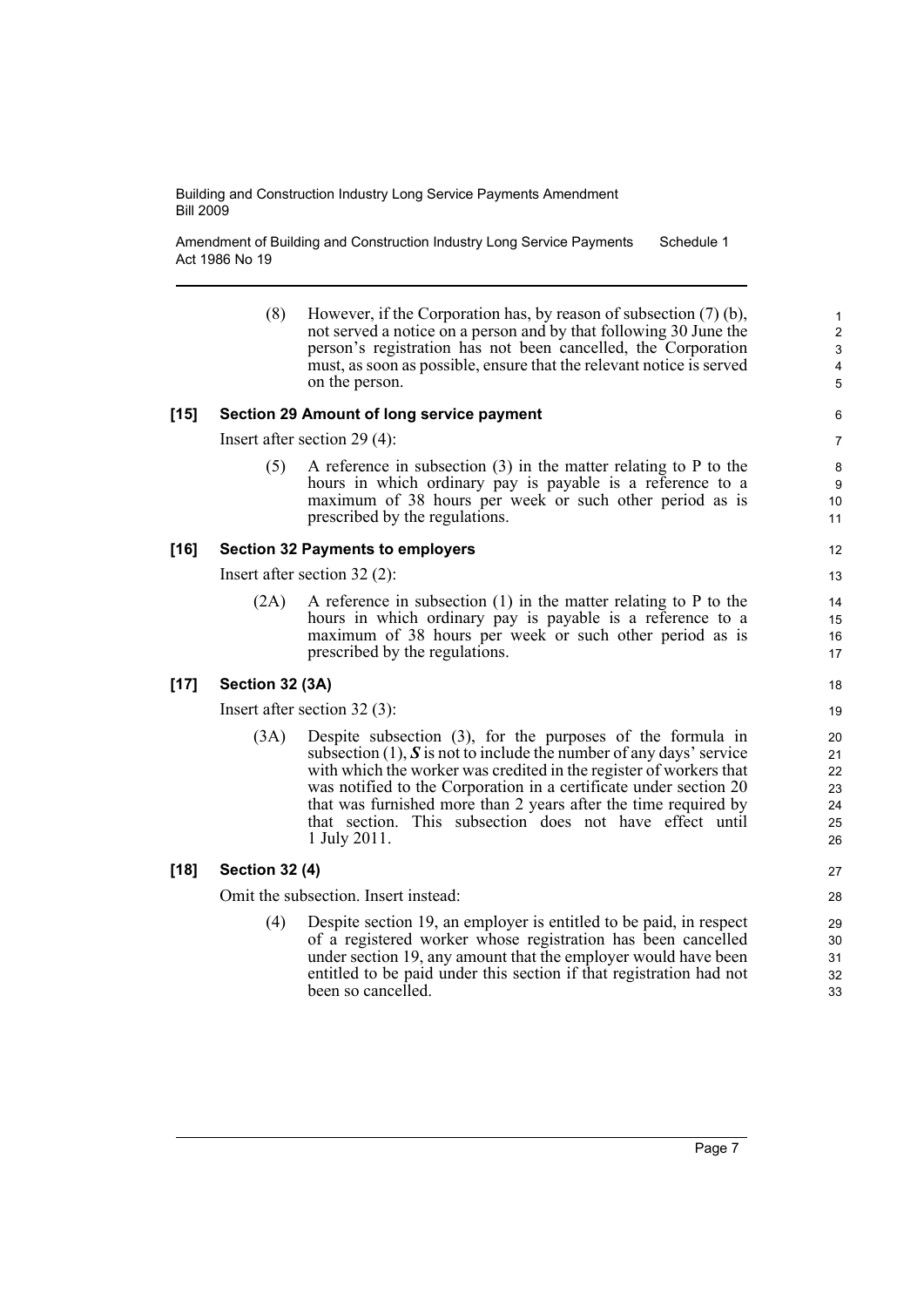(8) However, if the Corporation has, by reason of subsection (7) (b), not served a notice on a person and by that following 30 June the person's registration has not been cancelled, the Corporation must, as soon as possible, ensure that the relevant notice is served on the person.

### [15] Section 29 Amount of long service payment

Insert after section 29 (4):

(5) A reference in subsection (3) in the matter relating to P to the hours in which ordinary pay is payable is a reference to a maximum of 38 hours per week or such other period as is prescribed by the regulations.

### [16] Section 32 Payments to employers

Insert after section 32 (2):

(2A) A reference in subsection (1) in the matter relating to P to the hours in which ordinary pay is payable is a reference to a maximum of 38 hours per week or such other period as is prescribed by the regulations.

### [17] Section 32 (3A)

Insert after section 32 (3):

(3A) Despite subsection (3), for the purposes of the formula in subsection (1), ***S*** is not to include the number of any days' service with which the worker was credited in the register of workers that was notified to the Corporation in a certificate under section 20 that was furnished more than 2 years after the time required by that section. This subsection does not have effect until 1 July 2011.

### [18] Section 32 (4)

Omit the subsection. Insert instead:

(4) Despite section 19, an employer is entitled to be paid, in respect of a registered worker whose registration has been cancelled under section 19, any amount that the employer would have been entitled to be paid under this section if that registration had not been so cancelled.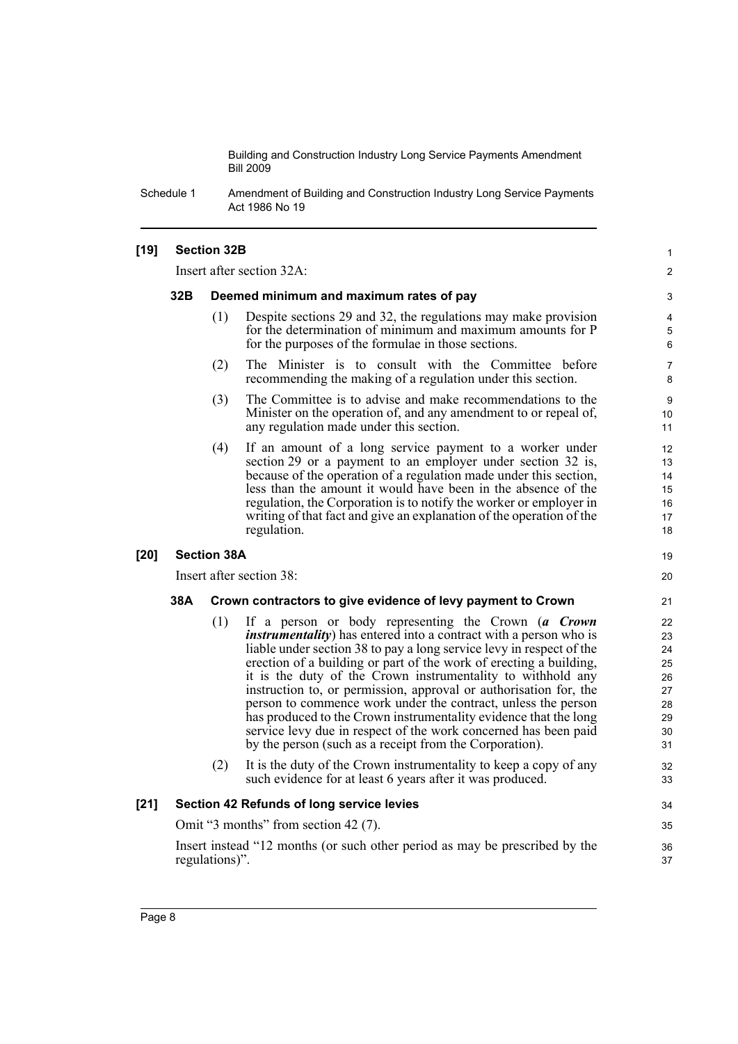**[19] Section 32B**

Insert after section 32A:

**32B Deemed minimum and maximum rates of pay**

(1) Despite sections 29 and 32, the regulations may make provision for the determination of minimum and maximum amounts for P for the purposes of the formulae in those sections.

(2) The Minister is to consult with the Committee before recommending the making of a regulation under this section.

(3) The Committee is to advise and make recommendations to the Minister on the operation of, and any amendment to or repeal of, any regulation made under this section.

(4) If an amount of a long service payment to a worker under section 29 or a payment to an employer under section 32 is, because of the operation of a regulation made under this section, less than the amount it would have been in the absence of the regulation, the Corporation is to notify the worker or employer in writing of that fact and give an explanation of the operation of the regulation.

**[20] Section 38A**

Insert after section 38:

**38A Crown contractors to give evidence of levy payment to Crown**

(1) If a person or body representing the Crown (***a Crown instrumentality***) has entered into a contract with a person who is liable under section 38 to pay a long service levy in respect of the erection of a building or part of the work of erecting a building, it is the duty of the Crown instrumentality to withhold any instruction to, or permission, approval or authorisation for, the person to commence work under the contract, unless the person has produced to the Crown instrumentality evidence that the long service levy due in respect of the work concerned has been paid by the person (such as a receipt from the Corporation).

(2) It is the duty of the Crown instrumentality to keep a copy of any such evidence for at least 6 years after it was produced.

**[21] Section 42 Refunds of long service levies**

Omit "3 months" from section 42 (7).

Insert instead "12 months (or such other period as may be prescribed by the regulations)".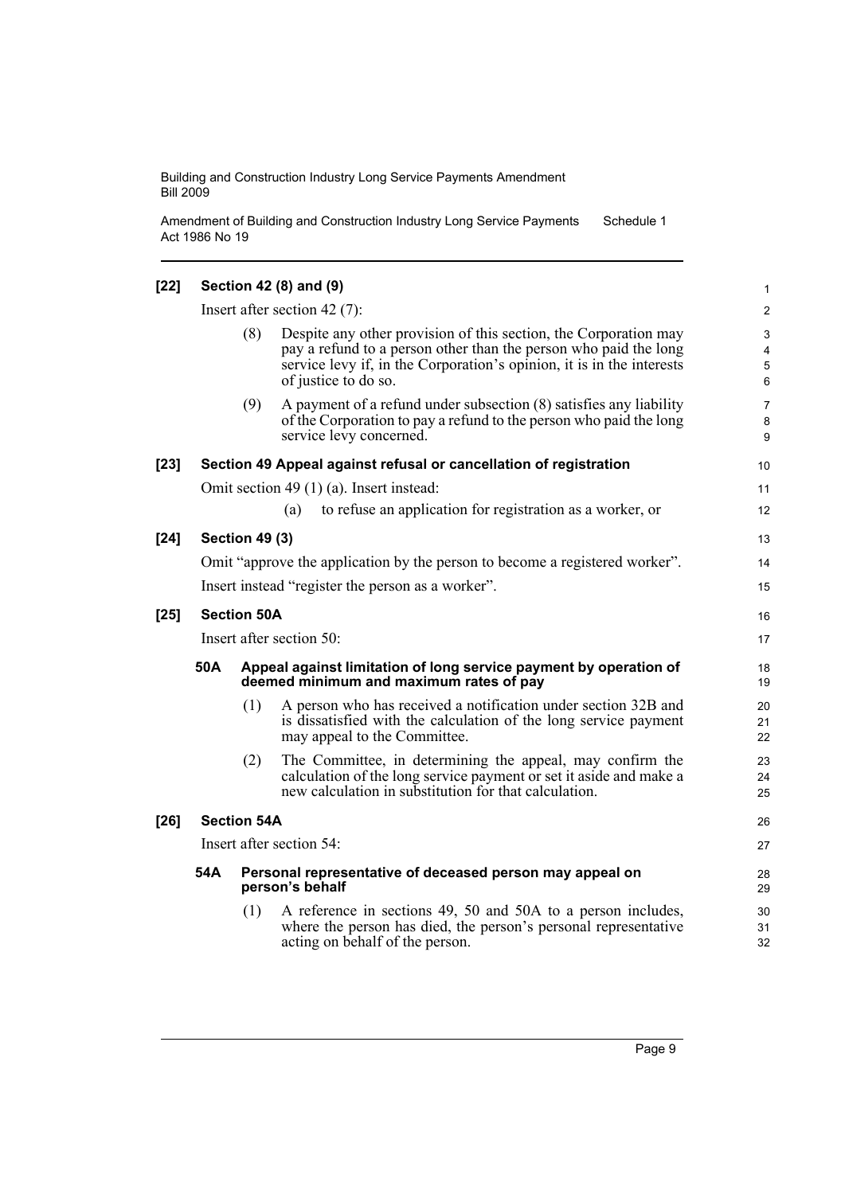**[22] Section 42 (8) and (9)**

Insert after section 42 (7):

(8) Despite any other provision of this section, the Corporation may pay a refund to a person other than the person who paid the long service levy if, in the Corporation's opinion, it is in the interests of justice to do so.

(9) A payment of a refund under subsection (8) satisfies any liability of the Corporation to pay a refund to the person who paid the long service levy concerned.

**[23] Section 49 Appeal against refusal or cancellation of registration**

Omit section 49 (1) (a). Insert instead:

(a) to refuse an application for registration as a worker, or

**[24] Section 49 (3)**

Omit "approve the application by the person to become a registered worker".

Insert instead "register the person as a worker".

**[25] Section 50A**

Insert after section 50:

**50A Appeal against limitation of long service payment by operation of deemed minimum and maximum rates of pay**

(1) A person who has received a notification under section 32B and is dissatisfied with the calculation of the long service payment may appeal to the Committee.

(2) The Committee, in determining the appeal, may confirm the calculation of the long service payment or set it aside and make a new calculation in substitution for that calculation.

**[26] Section 54A**

Insert after section 54:

**54A Personal representative of deceased person may appeal on person's behalf**

(1) A reference in sections 49, 50 and 50A to a person includes, where the person has died, the person's personal representative acting on behalf of the person.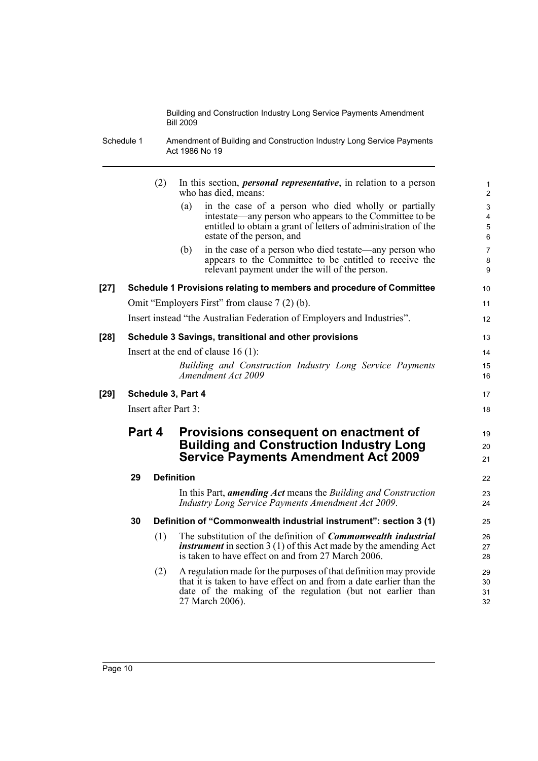(2) In this section, ***personal representative***, in relation to a person who has died, means:

(a) in the case of a person who died wholly or partially intestate—any person who appears to the Committee to be entitled to obtain a grant of letters of administration of the estate of the person, and

(b) in the case of a person who died testate—any person who appears to the Committee to be entitled to receive the relevant payment under the will of the person.

**[27] Schedule 1 Provisions relating to members and procedure of Committee**

Omit "Employers First" from clause 7 (2) (b).

Insert instead "the Australian Federation of Employers and Industries".

**[28] Schedule 3 Savings, transitional and other provisions**

Insert at the end of clause 16 (1):

*Building and Construction Industry Long Service Payments Amendment Act 2009*

**[29] Schedule 3, Part 4**

Insert after Part 3:

## Part 4 Provisions consequent on enactment of Building and Construction Industry Long Service Payments Amendment Act 2009

### 29 Definition

In this Part, ***amending Act*** means the *Building and Construction Industry Long Service Payments Amendment Act 2009*.

### 30 Definition of "Commonwealth industrial instrument": section 3 (1)

(1) The substitution of the definition of ***Commonwealth industrial instrument*** in section 3 (1) of this Act made by the amending Act is taken to have effect on and from 27 March 2006.

(2) A regulation made for the purposes of that definition may provide that it is taken to have effect on and from a date earlier than the date of the making of the regulation (but not earlier than 27 March 2006).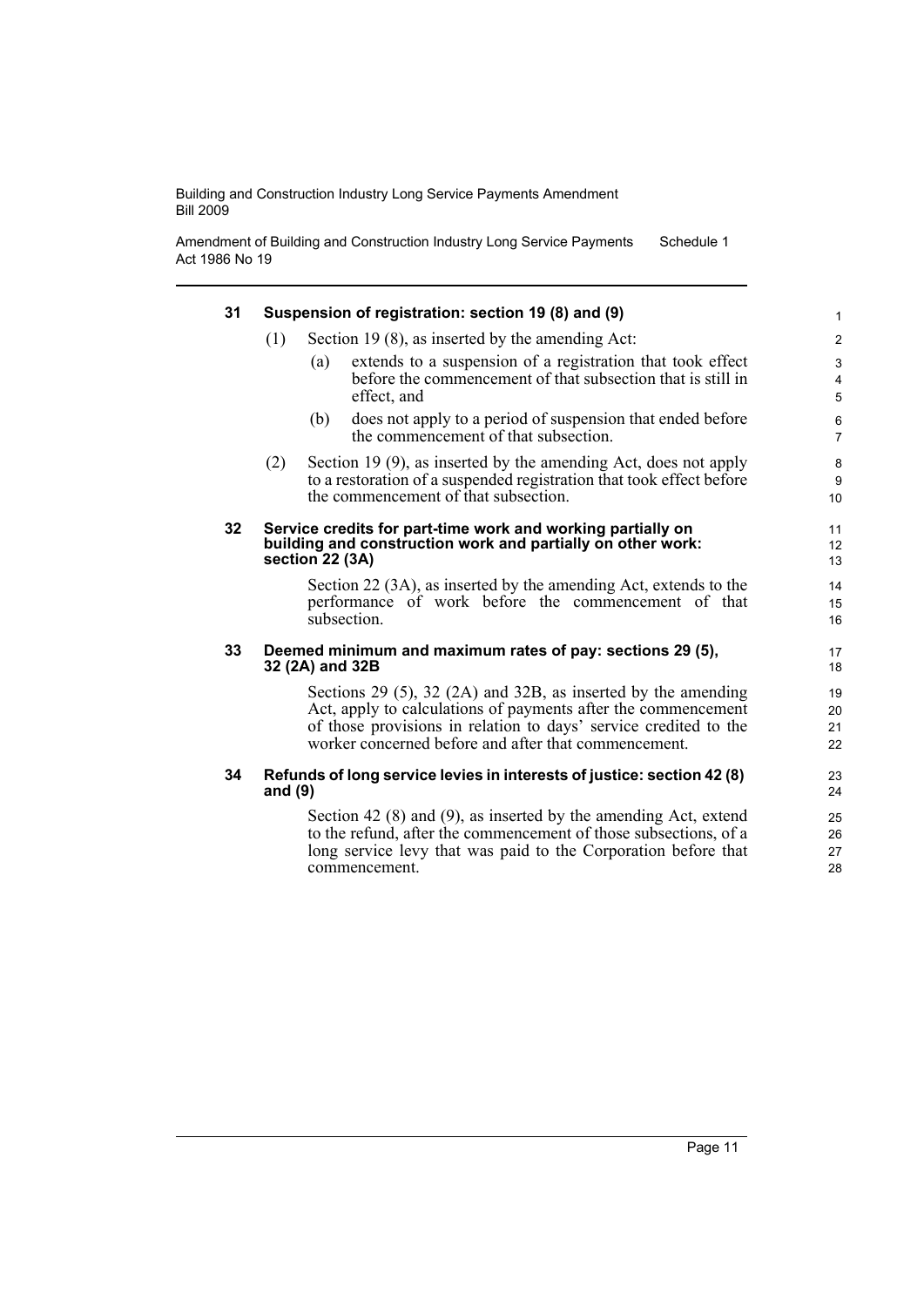### 31 Suspension of registration: section 19 (8) and (9)

(1) Section 19 (8), as inserted by the amending Act:

(a) extends to a suspension of a registration that took effect before the commencement of that subsection that is still in effect, and

(b) does not apply to a period of suspension that ended before the commencement of that subsection.

(2) Section 19 (9), as inserted by the amending Act, does not apply to a restoration of a suspended registration that took effect before the commencement of that subsection.

### 32 Service credits for part-time work and working partially on building and construction work and partially on other work: section 22 (3A)

Section 22 (3A), as inserted by the amending Act, extends to the performance of work before the commencement of that subsection.

### 33 Deemed minimum and maximum rates of pay: sections 29 (5), 32 (2A) and 32B

Sections 29 (5), 32 (2A) and 32B, as inserted by the amending Act, apply to calculations of payments after the commencement of those provisions in relation to days' service credited to the worker concerned before and after that commencement.

### 34 Refunds of long service levies in interests of justice: section 42 (8) and (9)

Section 42 (8) and (9), as inserted by the amending Act, extend to the refund, after the commencement of those subsections, of a long service levy that was paid to the Corporation before that commencement.